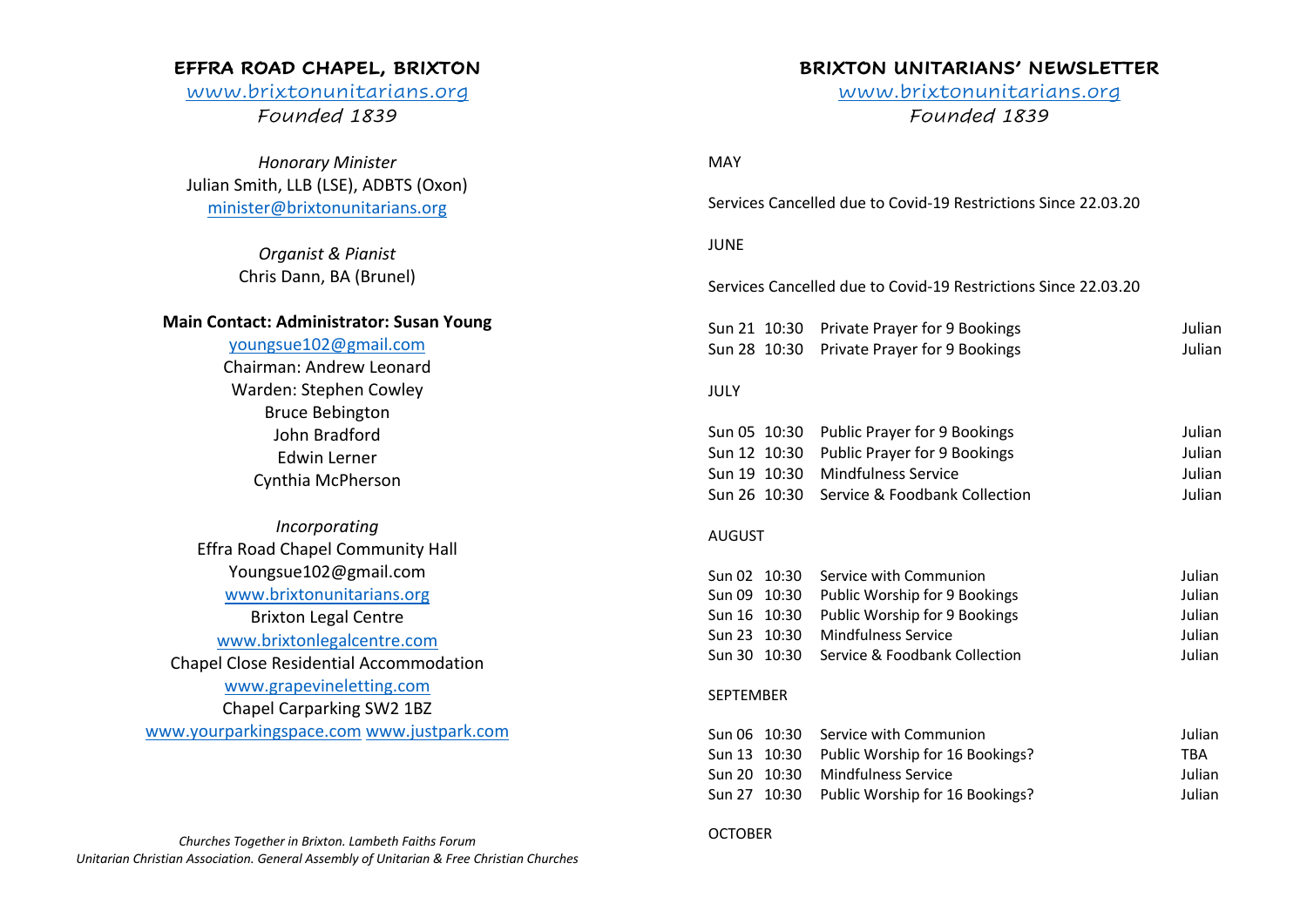## EFFRA ROAD CHAPEL, BRIXTON

www.brixtonunitarians.org

*Founded 1839*

*Honorary Minister*

Julian Smith, LLB (LSE), ADBTS (Oxon)

minister@brixtonunitarians.org

*Organist & Pianist*

Chris Dann, BA (Brunel)

**Main Contact: Administrator: Susan Young**

youngsue102@gmail.com

Chairman: Andrew Leonard

Warden: Stephen Cowley

Bruce Bebington

John Bradford

Edwin Lerner

Cynthia McPherson

*Incorporating*

Effra Road Chapel Community Hall

Youngsue102@gmail.com

www.brixtonunitarians.org

Brixton Legal Centre

www.brixtonlegalcentre.com

Chapel Close Residential Accommodation

www.grapevineletting.com

Chapel Carparking SW2 1BZ

www.yourparkingspace.com www.justpark.com

*Churches Together in Brixton. Lambeth Faiths Forum*

*Unitarian Christian Association. General Assembly of Unitarian & Free Christian Churches*

## BRIXTON UNITARIANS' NEWSLETTER

www.brixtonunitarians.org

*Founded 1839*

MAY

Services Cancelled due to Covid-19 Restrictions Since 22.03.20

JUNE

Services Cancelled due to Covid-19 Restrictions Since 22.03.20

| | | | |
|---|---|---|---|
| Sun 21 | 10:30 | Private Prayer for 9 Bookings | Julian |
| Sun 28 | 10:30 | Private Prayer for 9 Bookings | Julian |

JULY

| | | | |
|---|---|---|---|
| Sun 05 | 10:30 | Public Prayer for 9 Bookings | Julian |
| Sun 12 | 10:30 | Public Prayer for 9 Bookings | Julian |
| Sun 19 | 10:30 | Mindfulness Service | Julian |
| Sun 26 | 10:30 | Service & Foodbank Collection | Julian |

AUGUST

| | | | |
|---|---|---|---|
| Sun 02 | 10:30 | Service with Communion | Julian |
| Sun 09 | 10:30 | Public Worship for 9 Bookings | Julian |
| Sun 16 | 10:30 | Public Worship for 9 Bookings | Julian |
| Sun 23 | 10:30 | Mindfulness Service | Julian |
| Sun 30 | 10:30 | Service & Foodbank Collection | Julian |

SEPTEMBER

| | | | |
|---|---|---|---|
| Sun 06 | 10:30 | Service with Communion | Julian |
| Sun 13 | 10:30 | Public Worship for 16 Bookings? | TBA |
| Sun 20 | 10:30 | Mindfulness Service | Julian |
| Sun 27 | 10:30 | Public Worship for 16 Bookings? | Julian |

OCTOBER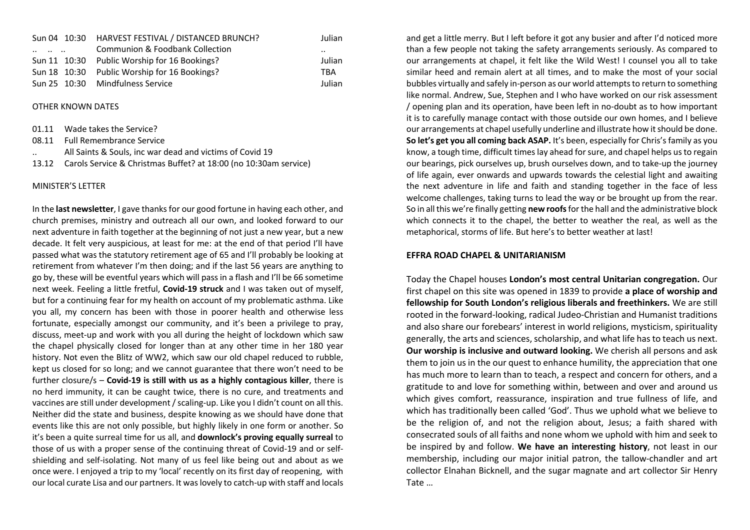| | | | |
|---|---|---|---|
| Sun 04 | 10:30 | HARVEST FESTIVAL / DISTANCED BRUNCH? | Julian |
| .. | .. .. | Communion & Foodbank Collection | .. |
| Sun 11 | 10:30 | Public Worship for 16 Bookings? | Julian |
| Sun 18 | 10:30 | Public Worship for 16 Bookings? | TBA |
| Sun 25 | 10:30 | Mindfulness Service | Julian |

OTHER KNOWN DATES

01.11 Wade takes the Service?
08.11 Full Remembrance Service
.. All Saints & Souls, inc war dead and victims of Covid 19
13.12 Carols Service & Christmas Buffet? at 18:00 (no 10:30am service)

MINISTER'S LETTER

In the **last newsletter**, I gave thanks for our good fortune in having each other, and church premises, ministry and outreach all our own, and looked forward to our next adventure in faith together at the beginning of not just a new year, but a new decade. It felt very auspicious, at least for me: at the end of that period I'll have passed what was the statutory retirement age of 65 and I'll probably be looking at retirement from whatever I'm then doing; and if the last 56 years are anything to go by, these will be eventful years which will pass in a flash and I'll be 66 sometime next week. Feeling a little fretful, **Covid-19 struck** and I was taken out of myself, but for a continuing fear for my health on account of my problematic asthma. Like you all, my concern has been with those in poorer health and otherwise less fortunate, especially amongst our community, and it's been a privilege to pray, discuss, meet-up and work with you all during the height of lockdown which saw the chapel physically closed for longer than at any other time in her 180 year history. Not even the Blitz of WW2, which saw our old chapel reduced to rubble, kept us closed for so long; and we cannot guarantee that there won't need to be further closure/s – **Covid-19 is still with us as a highly contagious killer**, there is no herd immunity, it can be caught twice, there is no cure, and treatments and vaccines are still under development / scaling-up. Like you I didn't count on all this. Neither did the state and business, despite knowing as we should have done that events like this are not only possible, but highly likely in one form or another. So it's been a quite surreal time for us all, and **downlock's proving equally surreal** to those of us with a proper sense of the continuing threat of Covid-19 and or self-shielding and self-isolating. Not many of us feel like being out and about as we once were. I enjoyed a trip to my 'local' recently on its first day of reopening, with our local curate Lisa and our partners. It was lovely to catch-up with staff and locals and get a little merry. But I left before it got any busier and after I'd noticed more than a few people not taking the safety arrangements seriously. As compared to our arrangements at chapel, it felt like the Wild West! I counsel you all to take similar heed and remain alert at all times, and to make the most of your social bubbles virtually and safely in-person as our world attempts to return to something like normal. Andrew, Sue, Stephen and I who have worked on our risk assessment / opening plan and its operation, have been left in no-doubt as to how important it is to carefully manage contact with those outside our own homes, and I believe our arrangements at chapel usefully underline and illustrate how it should be done. **So let's get you all coming back ASAP.** It's been, especially for Chris's family as you know, a tough time, difficult times lay ahead for sure, and chapel helps us to regain our bearings, pick ourselves up, brush ourselves down, and to take-up the journey of life again, ever onwards and upwards towards the celestial light and awaiting the next adventure in life and faith and standing together in the face of less welcome challenges, taking turns to lead the way or be brought up from the rear. So in all this we're finally getting **new roofs** for the hall and the administrative block which connects it to the chapel, the better to weather the real, as well as the metaphorical, storms of life. But here's to better weather at last!

## EFFRA ROAD CHAPEL & UNITARIANISM

Today the Chapel houses **London's most central Unitarian congregation.** Our first chapel on this site was opened in 1839 to provide **a place of worship and fellowship for South London's religious liberals and freethinkers.** We are still rooted in the forward-looking, radical Judeo-Christian and Humanist traditions and also share our forebears' interest in world religions, mysticism, spirituality generally, the arts and sciences, scholarship, and what life has to teach us next. **Our worship is inclusive and outward looking.** We cherish all persons and ask them to join us in the our quest to enhance humility, the appreciation that one has much more to learn than to teach, a respect and concern for others, and a gratitude to and love for something within, between and over and around us which gives comfort, reassurance, inspiration and true fullness of life, and which has traditionally been called 'God'. Thus we uphold what we believe to be the religion of, and not the religion about, Jesus; a faith shared with consecrated souls of all faiths and none whom we uphold with him and seek to be inspired by and follow. **We have an interesting history**, not least in our membership, including our major initial patron, the tallow-chandler and art collector Elnahan Bicknell, and the sugar magnate and art collector Sir Henry Tate …